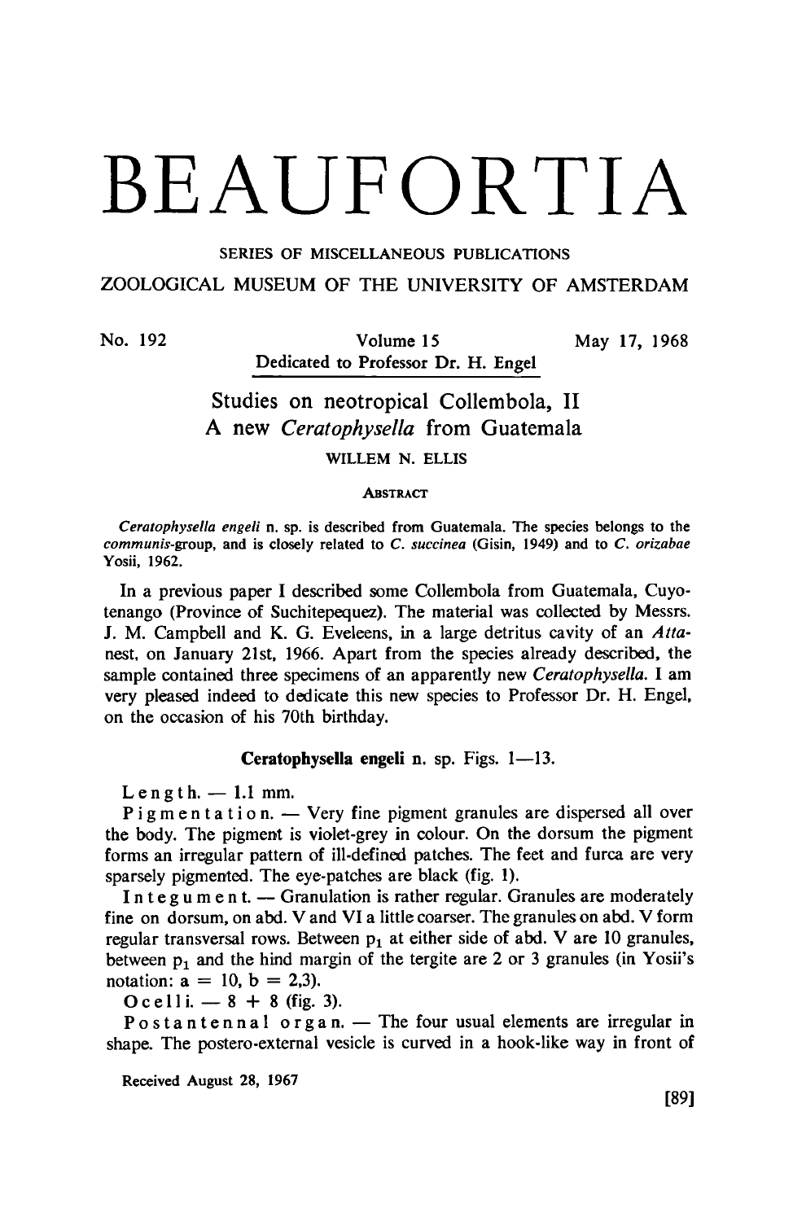# BEAUFORTIA

SERIES OF MISCELLANEOUS PUBLICATIONS

ZOOLOGICAL MUSEUM OF THE UNIVERSITY OF AMSTERDAM

No. 192 | Volume 15 | May 17, 1968

Dedicated to Professor Dr. H. Engel

## Studies on neotropical Collembola, II
## A new *Ceratophysella* from Guatemala

WILLEM N. ELLIS

ABSTRACT

*Ceratophysella engeli* n. sp. is described from Guatemala. The species belongs to the *communis*-group, and is closely related to *C. succinea* (Gisin, 1949) and to *C. orizabae* Yosii, 1962.

In a previous paper I described some Collembola from Guatemala, Cuyotenango (Province of Suchitepequez). The material was collected by Messrs. J. M. Campbell and K. G. Eveleens, in a large detritus cavity of an *Atta*-nest, on January 21st, 1966. Apart from the species already described, the sample contained three specimens of an apparently new *Ceratophysella*. I am very pleased indeed to dedicate this new species to Professor Dr. H. Engel, on the occasion of his 70th birthday.

### Ceratophysella engeli n. sp. Figs. 1—13.

Length. — 1.1 mm.

Pigmentation. — Very fine pigment granules are dispersed all over the body. The pigment is violet-grey in colour. On the dorsum the pigment forms an irregular pattern of ill-defined patches. The feet and furca are very sparsely pigmented. The eye-patches are black (fig. 1).

Integument. — Granulation is rather regular. Granules are moderately fine on dorsum, on abd. V and VI a little coarser. The granules on abd. V form regular transversal rows. Between $p_1$ at either side of abd. V are 10 granules, between $p_1$ and the hind margin of the tergite are 2 or 3 granules (in Yosii's notation: a = 10, b = 2,3).

Ocelli. — 8 + 8 (fig. 3).

Postantennal organ. — The four usual elements are irregular in shape. The postero-external vesicle is curved in a hook-like way in front of

Received August 28, 1967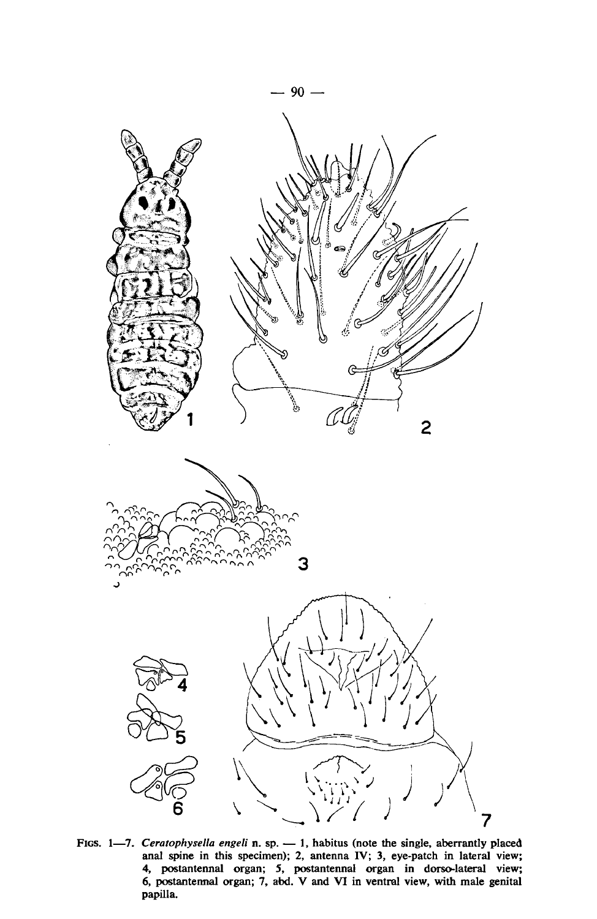Figs. 1—7. *Ceratophysella engeli* n. sp. — 1, habitus (note the single, aberrantly placed anal spine in this specimen); 2, antenna IV; 3, eye-patch in lateral view; 4, postantennal organ; 5, postantennal organ in dorso-lateral view; 6, postantennal organ; 7, abd. V and VI in ventral view, with male genital papilla.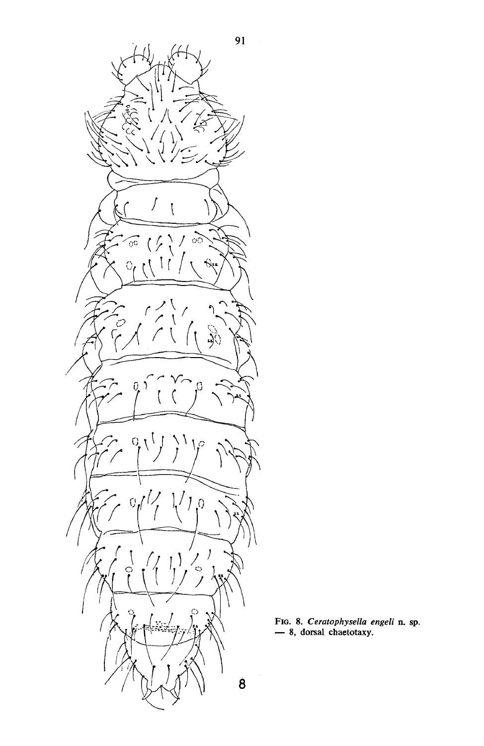Fig. 8. *Ceratophysella engeli* n. sp. — 8, dorsal chaetotaxy.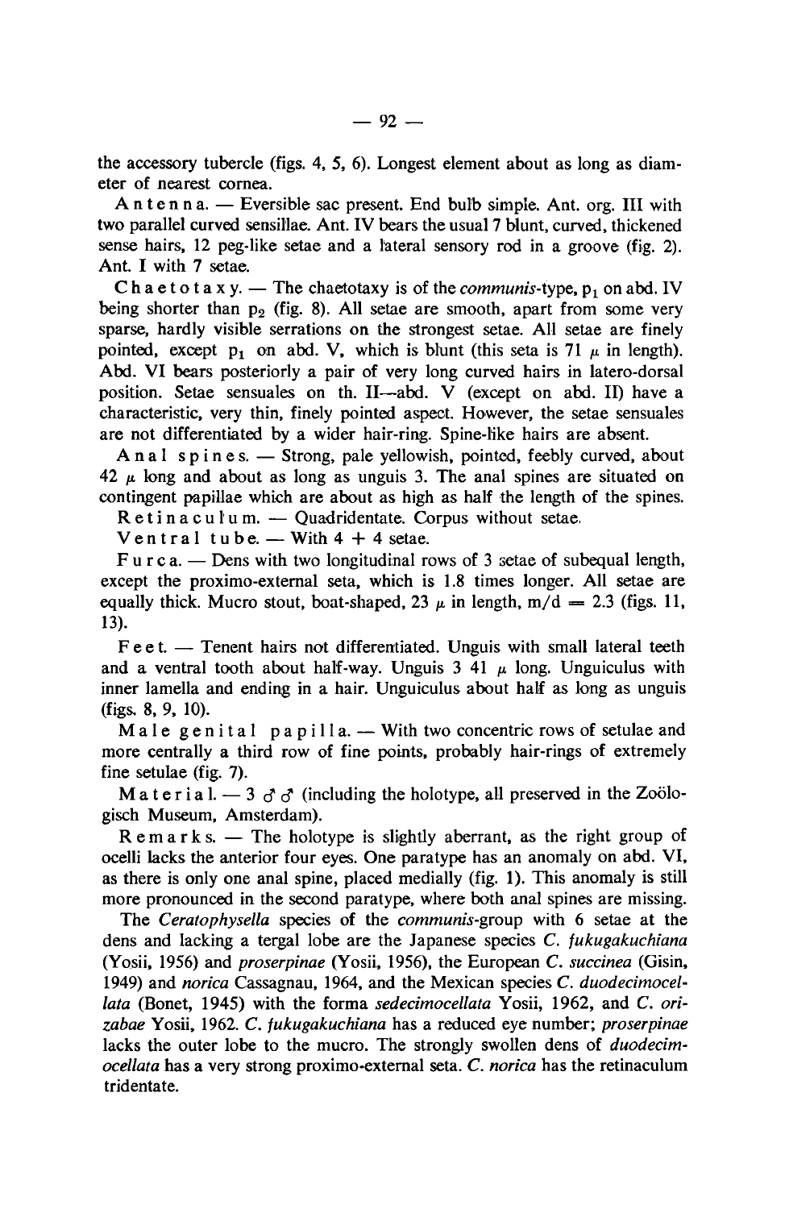the accessory tubercle (figs. 4, 5, 6). Longest element about as long as diameter of nearest cornea.

Antenna. — Eversible sac present. End bulb simple. Ant. org. III with two parallel curved sensillae. Ant. IV bears the usual 7 blunt, curved, thickened sense hairs, 12 peg-like setae and a lateral sensory rod in a groove (fig. 2). Ant. I with 7 setae.

Chaetotaxy. — The chaetotaxy is of the *communis*-type, $p_1$ on abd. IV being shorter than $p_2$ (fig. 8). All setae are smooth, apart from some very sparse, hardly visible serrations on the strongest setae. All setae are finely pointed, except $p_1$ on abd. V, which is blunt (this seta is 71 $\mu$ in length). Abd. VI bears posteriorly a pair of very long curved hairs in latero-dorsal position. Setae sensuales on th. II—abd. V (except on abd. II) have a characteristic, very thin, finely pointed aspect. However, the setae sensuales are not differentiated by a wider hair-ring. Spine-like hairs are absent.

Anal spines. — Strong, pale yellowish, pointed, feebly curved, about 42 $\mu$ long and about as long as unguis 3. The anal spines are situated on contingent papillae which are about as high as half the length of the spines.

Retinaculum. — Quadridentate. Corpus without setae.

Ventral tube. — With 4 + 4 setae.

Furca. — Dens with two longitudinal rows of 3 setae of subequal length, except the proximo-external seta, which is 1.8 times longer. All setae are equally thick. Mucro stout, boat-shaped, 23 $\mu$ in length, $m/d = 2.3$ (figs. 11, 13).

Feet. — Tenent hairs not differentiated. Unguis with small lateral teeth and a ventral tooth about half-way. Unguis 3 41 $\mu$ long. Unguiculus with inner lamella and ending in a hair. Unguiculus about half as long as unguis (figs. 8, 9, 10).

Male genital papilla. — With two concentric rows of setulae and more centrally a third row of fine points, probably hair-rings of extremely fine setulae (fig. 7).

Material. — 3 ♂♂ (including the holotype, all preserved in the Zoölogisch Museum, Amsterdam).

Remarks. — The holotype is slightly aberrant, as the right group of ocelli lacks the anterior four eyes. One paratype has an anomaly on abd. VI, as there is only one anal spine, placed medially (fig. 1). This anomaly is still more pronounced in the second paratype, where both anal spines are missing.

The *Ceratophysella* species of the *communis*-group with 6 setae at the dens and lacking a tergal lobe are the Japanese species *C. fukugakuchiana* (Yosii, 1956) and *proserpinae* (Yosii, 1956), the European *C. succinea* (Gisin, 1949) and *norica* Cassagnau, 1964, and the Mexican species *C. duodecimocellata* (Bonet, 1945) with the forma *sedecimocellata* Yosii, 1962, and *C. orizabae* Yosii, 1962. *C. fukugakuchiana* has a reduced eye number; *proserpinae* lacks the outer lobe to the mucro. The strongly swollen dens of *duodecimocellata* has a very strong proximo-external seta. *C. norica* has the retinaculum tridentate.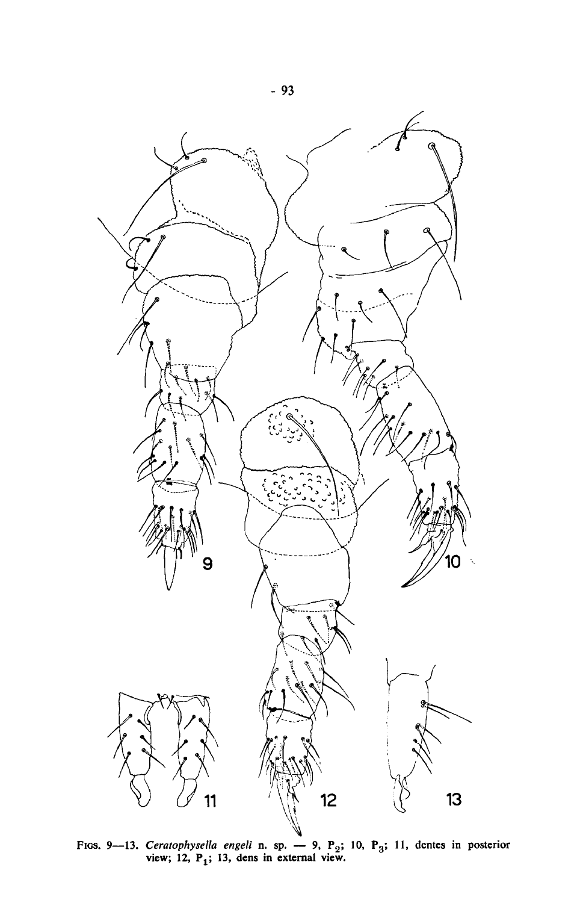FIGS. 9—13. *Ceratophysella engeli* n. sp. — 9, $P_2$; 10, $P_3$; 11, dentes in posterior view; 12, $P_1$; 13, dens in external view.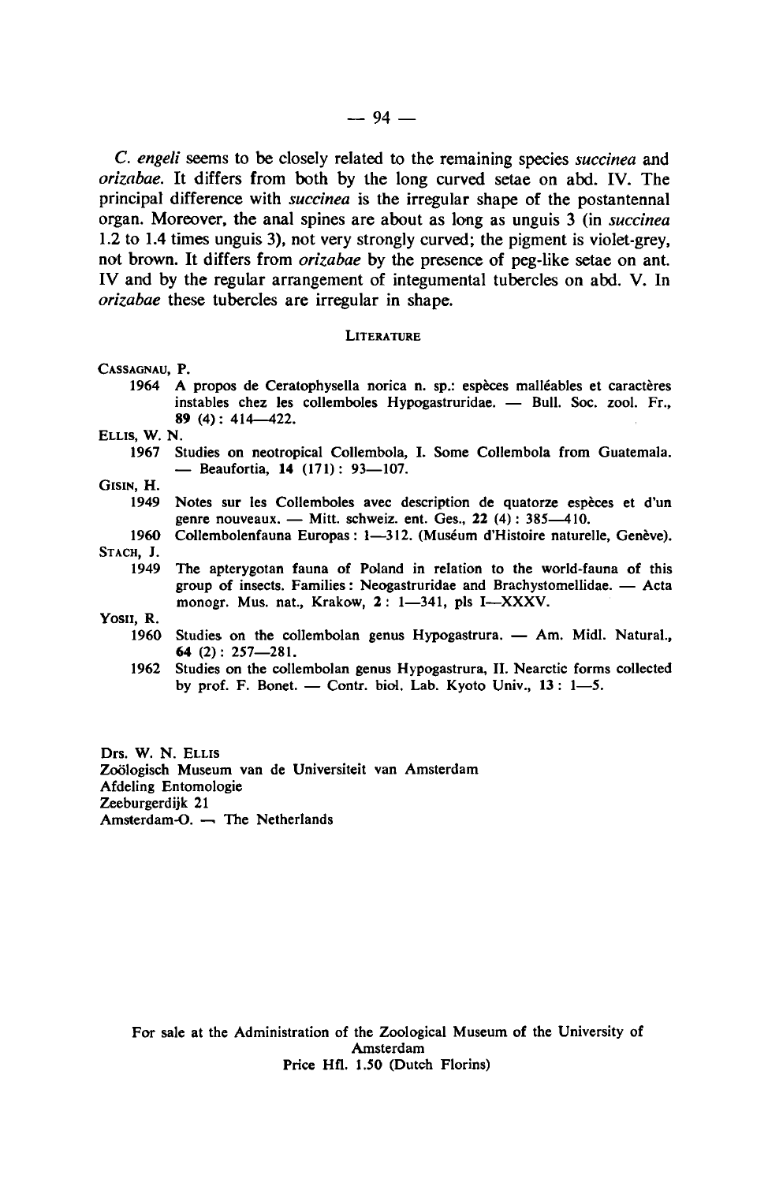*C. engeli* seems to be closely related to the remaining species *succinea* and *orizabae*. It differs from both by the long curved setae on abd. IV. The principal difference with *succinea* is the irregular shape of the postantennal organ. Moreover, the anal spines are about as long as unguis 3 (in *succinea* 1.2 to 1.4 times unguis 3), not very strongly curved; the pigment is violet-grey, not brown. It differs from *orizabae* by the presence of peg-like setae on ant. IV and by the regular arrangement of integumental tubercles on abd. V. In *orizabae* these tubercles are irregular in shape.

## LITERATURE

CASSAGNAU, P.

1964 A propos de Ceratophysella norica n. sp.: espèces malléables et caractères instables chez les collemboles Hypogastruridae. — Bull. Soc. zool. Fr., **89** (4): 414—422.

ELLIS, W. N.

1967 Studies on neotropical Collembola, I. Some Collembola from Guatemala. — Beaufortia, **14** (171): 93—107.

GISIN, H.

1949 Notes sur les Collemboles avec description de quatorze espèces et d'un genre nouveaux. — Mitt. schweiz. ent. Ges., **22** (4): 385—410.

1960 Collembolenfauna Europas: 1—312. (Muséum d'Histoire naturelle, Genève).

STACH, J.

1949 The apterygotan fauna of Poland in relation to the world-fauna of this group of insects. Families: Neogastruridae and Brachystomellidae. — Acta monogr. Mus. nat., Krakow, **2**: 1—341, pls I—XXXV.

YOSII, R.

1960 Studies on the collembolan genus Hypogastrura. — Am. Midl. Natural., **64** (2): 257—281.

1962 Studies on the collembolan genus Hypogastrura, II. Nearctic forms collected by prof. F. Bonet. — Contr. biol. Lab. Kyoto Univ., **13**: 1—5.

Drs. W. N. ELLIS
Zoölogisch Museum van de Universiteit van Amsterdam
Afdeling Entomologie
Zeeburgerdijk 21
Amsterdam-O. — The Netherlands

For sale at the Administration of the Zoological Museum of the University of Amsterdam
Price Hfl. 1.50 (Dutch Florins)